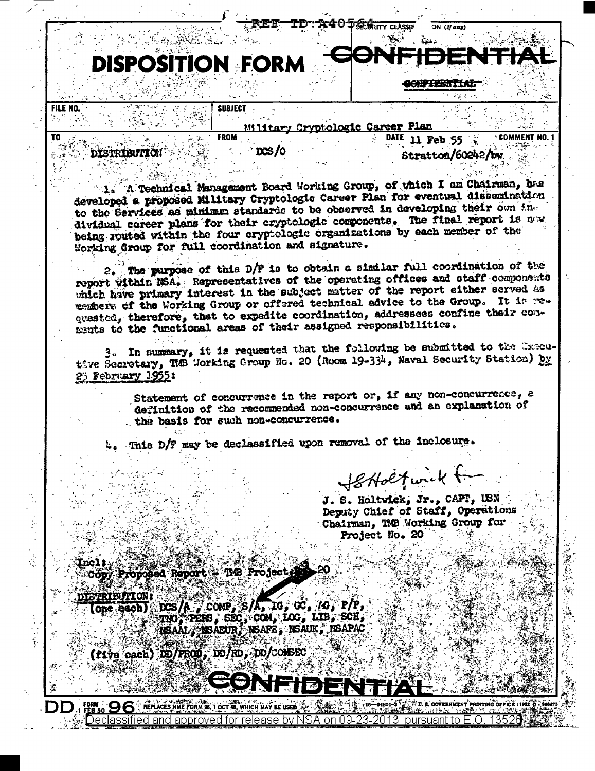REF ID:A40564

SECURITY CLASSIF ON (If any)

# DISPOSITION FORM

**CONFIDENTIAL**

~~CONFIDENTIAL~~

| FILE NO. | SUBJECT | | |
|---|---|---|---|
| | Military Cryptologic Career Plan | | |
| TO | FROM | DATE | COMMENT NO. 1 |
| DISTRIBUTION | DCS/O | 11 Feb 55 Stratton/60242/bw | |

1. A Technical Management Board Working Group, of which I am Chairman, has developed a proposed Military Cryptologic Career Plan for eventual dissemination to the Services as minimum standards to be observed in developing their own individual career plans for their cryptologic components. The final report is now being routed within the four cryptologic organizations by each member of the Working Group for full coordination and signature.

2. The purpose of this D/F is to obtain a similar full coordination of the report within NSA. Representatives of the operating offices and staff components which have primary interest in the subject matter of the report either served as members of the Working Group or offered technical advice to the Group. It is requested, therefore, that to expedite coordination, addressees confine their comments to the functional areas of their assigned responsibilities.

3. In summary, it is requested that the following be submitted to the Executive Secretary, TMB Working Group No. 20 (Room 19-334, Naval Security Station) by 25 February 1955:

> Statement of concurrence in the report or, if any non-concurrence, a definition of the recommended non-concurrence and an explanation of the basis for such non-concurrence.

4. This D/F may be declassified upon removal of the inclosure.

J S Holtwick f

J. S. Holtwick, Jr., CAPT, USN
Deputy Chief of Staff, Operations
Chairman, TMB Working Group for Project No. 20

Incl:
Copy Proposed Report - TMB Project No. 20

DISTRIBUTION:
(one each) DCS/A, COMP, S/A, IG, GC, AO, P/P, TNG, PERS, SEC, COM, LOG, LIB, SCH, NSAAL, NSAEUR, NSAFE, NSAUK, NSAPAC

(five each) DD/PROD, DD/RD, DD/COMSEC

**CONFIDENTIAL**

DD FORM 1 FEB 50 96 REPLACES NME FORM 96, 1 OCT 48, WHICH MAY BE USED. 16-54801-3 U. S. GOVERNMENT PRINTING OFFICE

Declassified and approved for release by NSA on 09-23-2013 pursuant to E.O. 13526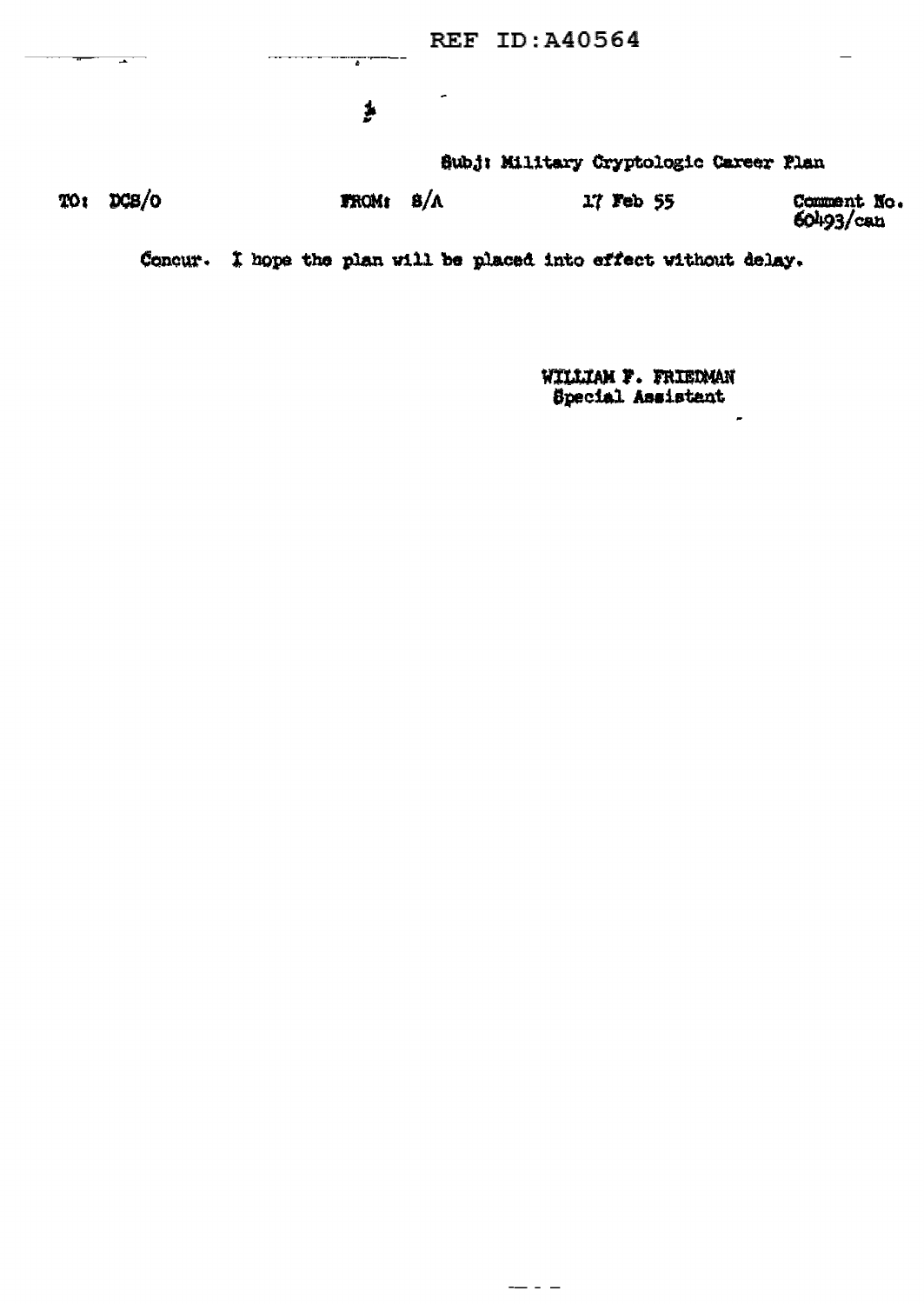Subj: Military Cryptologic Career Plan

TO: DCS/O FROM: S/A 17 Feb 55 Comment No. 60493/can

Concur. I hope the plan will be placed into effect without delay.

WILLIAM F. FRIEDMAN
Special Assistant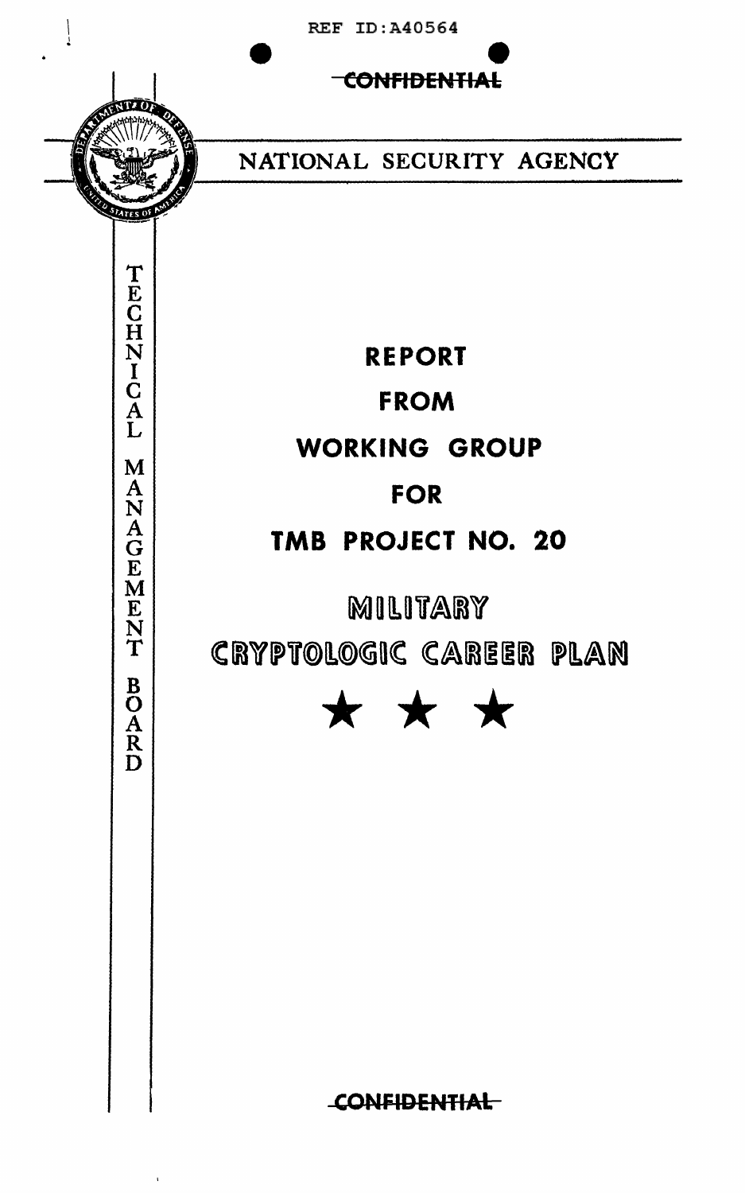REF ID:A40564

~~CONFIDENTIAL~~

NATIONAL SECURITY AGENCY

TECHNICAL MANAGEMENT BOARD

# REPORT FROM WORKING GROUP FOR TMB PROJECT NO. 20

# MILITARY CRYPTOLOGIC CAREER PLAN

★ ★ ★

~~CONFIDENTIAL~~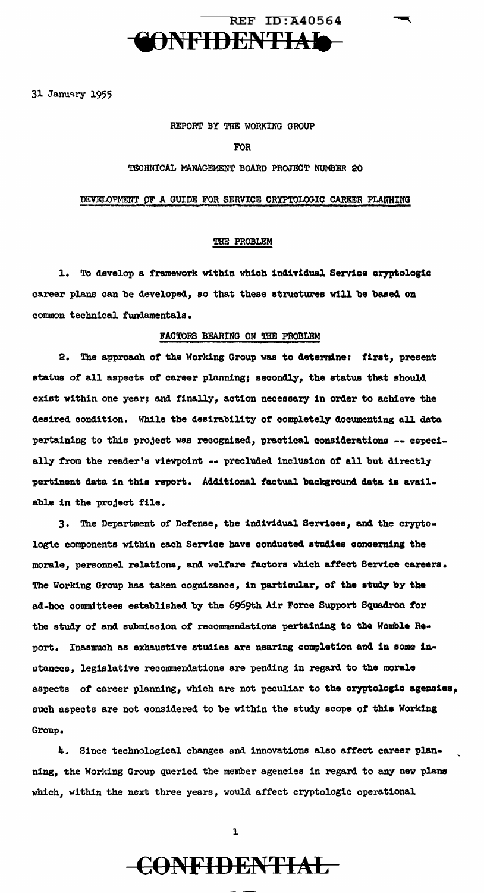31 January 1955

REPORT BY THE WORKING GROUP

FOR

TECHNICAL MANAGEMENT BOARD PROJECT NUMBER 20

## DEVELOPMENT OF A GUIDE FOR SERVICE CRYPTOLOGIC CAREER PLANNING

### THE PROBLEM

1. To develop a framework within which individual Service cryptologic career plans can be developed, so that these structures will be based on common technical fundamentals.

### FACTORS BEARING ON THE PROBLEM

2. The approach of the Working Group was to determine: first, present status of all aspects of career planning; secondly, the status that should exist within one year; and finally, action necessary in order to achieve the desired condition. While the desirability of completely documenting all data pertaining to this project was recognized, practical considerations -- especially from the reader's viewpoint -- precluded inclusion of all but directly pertinent data in this report. Additional factual background data is available in the project file.

3. The Department of Defense, the individual Services, and the cryptologic components within each Service have conducted studies concerning the morale, personnel relations, and welfare factors which affect Service careers. The Working Group has taken cognizance, in particular, of the study by the ad-hoc committees established by the 6969th Air Force Support Squadron for the study of and submission of recommendations pertaining to the Womble Report. Inasmuch as exhaustive studies are nearing completion and in some instances, legislative recommendations are pending in regard to the morale aspects of career planning, which are not peculiar to the cryptologic agencies, such aspects are not considered to be within the study scope of this Working Group.

4. Since technological changes and innovations also affect career planning, the Working Group queried the member agencies in regard to any new plans which, within the next three years, would affect cryptologic operational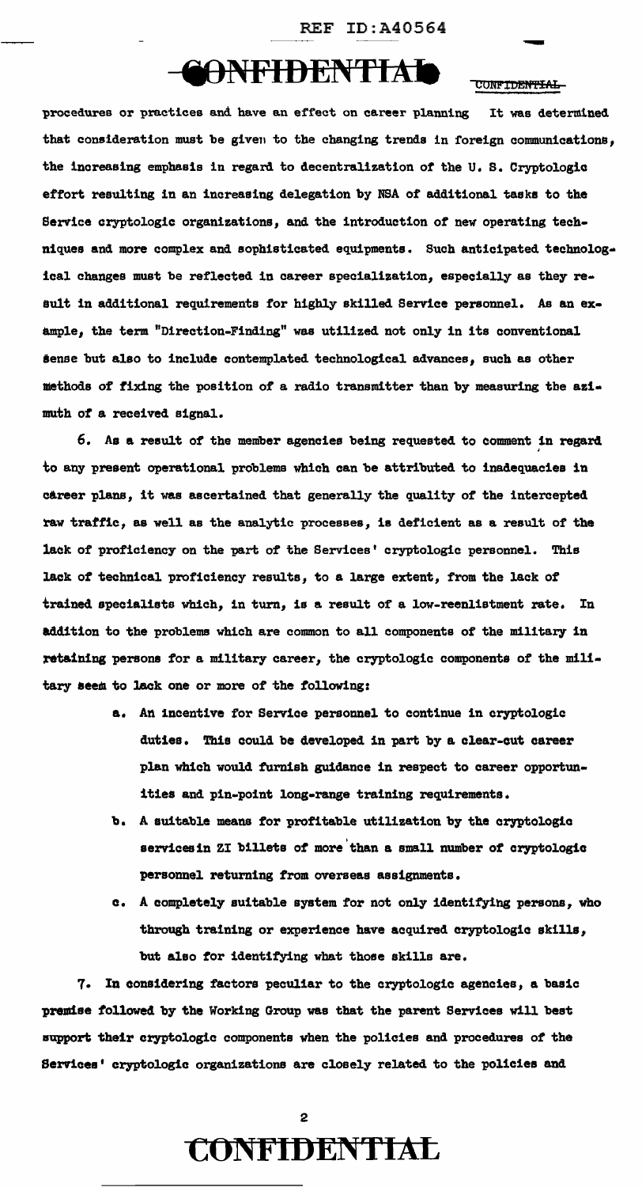procedures or practices and have an effect on career planning It was determined that consideration must be given to the changing trends in foreign communications, the increasing emphasis in regard to decentralization of the U. S. Cryptologic effort resulting in an increasing delegation by NSA of additional tasks to the Service cryptologic organizations, and the introduction of new operating techniques and more complex and sophisticated equipments. Such anticipated technological changes must be reflected in career specialization, especially as they result in additional requirements for highly skilled Service personnel. As an example, the term "Direction-Finding" was utilized not only in its conventional sense but also to include contemplated technological advances, such as other methods of fixing the position of a radio transmitter than by measuring the azimuth of a received signal.

6. As a result of the member agencies being requested to comment in regard to any present operational problems which can be attributed to inadequacies in career plans, it was ascertained that generally the quality of the intercepted raw traffic, as well as the analytic processes, is deficient as a result of the lack of proficiency on the part of the Services' cryptologic personnel. This lack of technical proficiency results, to a large extent, from the lack of trained specialists which, in turn, is a result of a low-reenlistment rate. In addition to the problems which are common to all components of the military in retaining persons for a military career, the cryptologic components of the military seem to lack one or more of the following:

a. An incentive for Service personnel to continue in cryptologic duties. This could be developed in part by a clear-cut career plan which would furnish guidance in respect to career opportunities and pin-point long-range training requirements.

b. A suitable means for profitable utilization by the cryptologic services in ZI billets of more than a small number of cryptologic personnel returning from overseas assignments.

c. A completely suitable system for not only identifying persons, who through training or experience have acquired cryptologic skills, but also for identifying what those skills are.

7. In considering factors peculiar to the cryptologic agencies, a basic premise followed by the Working Group was that the parent Services will best support their cryptologic components when the policies and procedures of the Services' cryptologic organizations are closely related to the policies and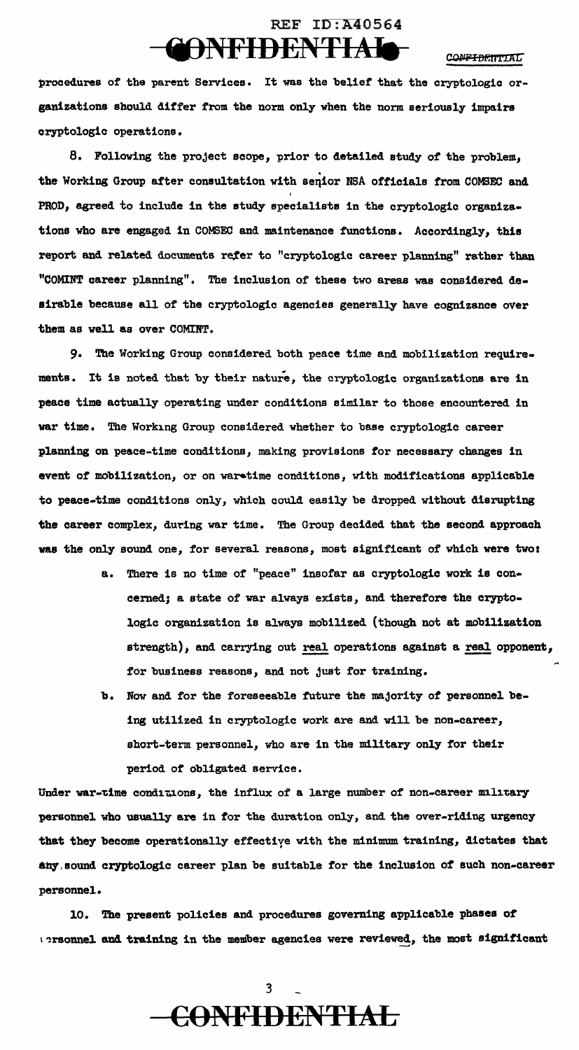procedures of the parent Services. It was the belief that the cryptologic organizations should differ from the norm only when the norm seriously impairs cryptologic operations.

8. Following the project scope, prior to detailed study of the problem, the Working Group after consultation with senior NSA officials from COMSEC and PROD, agreed to include in the study specialists in the cryptologic organizations who are engaged in COMSEC and maintenance functions. Accordingly, this report and related documents refer to "cryptologic career planning" rather than "COMINT career planning". The inclusion of these two areas was considered desirable because all of the cryptologic agencies generally have cognizance over them as well as over COMINT.

9. The Working Group considered both peace time and mobilization requirements. It is noted that by their nature, the cryptologic organizations are in peace time actually operating under conditions similar to those encountered in war time. The Working Group considered whether to base cryptologic career planning on peace-time conditions, making provisions for necessary changes in event of mobilization, or on war-time conditions, with modifications applicable to peace-time conditions only, which could easily be dropped without disrupting the career complex, during war time. The Group decided that the second approach was the only sound one, for several reasons, most significant of which were two:

a. There is no time of "peace" insofar as cryptologic work is concerned; a state of war always exists, and therefore the cryptologic organization is always mobilized (though not at mobilization strength), and carrying out real operations against a real opponent, for business reasons, and not just for training.

b. Now and for the foreseeable future the majority of personnel being utilized in cryptologic work are and will be non-career, short-term personnel, who are in the military only for their period of obligated service.

Under war-time conditions, the influx of a large number of non-career military personnel who usually are in for the duration only, and the over-riding urgency that they become operationally effective with the minimum training, dictates that any sound cryptologic career plan be suitable for the inclusion of such non-career personnel.

10. The present policies and procedures governing applicable phases of personnel and training in the member agencies were reviewed, the most significant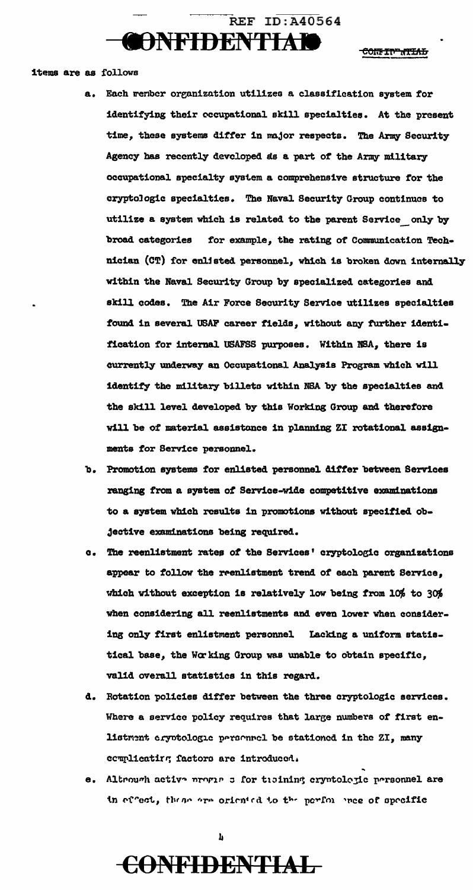items are as follows

a. Each member organization utilizes a classification system for identifying their occupational skill specialties. At the present time, these systems differ in major respects. The Army Security Agency has recently developed as a part of the Army military occupational specialty system a comprehensive structure for the cryptologic specialties. The Naval Security Group continues to utilize a system which is related to the parent Service only by broad categories for example, the rating of Communication Technician (CT) for enlisted personnel, which is broken down internally within the Naval Security Group by specialized categories and skill codes. The Air Force Security Service utilizes specialties found in several USAF career fields, without any further identification for internal USAFSS purposes. Within NSA, there is currently underway an Occupational Analysis Program which will identify the military billets within NSA by the specialties and the skill level developed by this Working Group and therefore will be of material assistance in planning ZI rotational assignments for Service personnel.

b. Promotion systems for enlisted personnel differ between Services ranging from a system of Service-wide competitive examinations to a system which results in promotions without specified objective examinations being required.

c. The reenlistment rates of the Services' cryptologic organizations appear to follow the reenlistment trend of each parent Service, which without exception is relatively low being from 10% to 30% when considering all reenlistments and even lower when considering only first enlistment personnel Lacking a uniform statistical base, the Working Group was unable to obtain specific, valid overall statistics in this regard.

d. Rotation policies differ between the three cryptologic services. Where a service policy requires that large numbers of first enlistment cryptologic personnel be stationed in the ZI, many complicating factors are introduced.

e. Although active programs for training cryptologic personnel are in effect, these are oriented to the performance of specific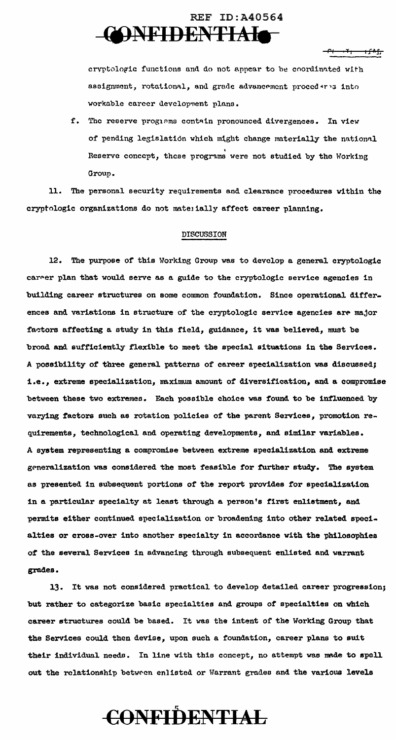cryptologic functions and do not appear to be coordinated with assignment, rotational, and grade advancement procedures into workable career development plans.

f. The reserve programs contain pronounced divergences. In view of pending legislation which might change materially the national Reserve concept, these programs were not studied by the Working Group.

11. The personal security requirements and clearance procedures within the cryptologic organizations do not materially affect career planning.

## DISCUSSION

12. The purpose of this Working Group was to develop a general cryptologic career plan that would serve as a guide to the cryptologic service agencies in building career structures on some common foundation. Since operational differences and variations in structure of the cryptologic service agencies are major factors affecting a study in this field, guidance, it was believed, must be broad and sufficiently flexible to meet the special situations in the Services. A possibility of three general patterns of career specialization was discussed; i.e., extreme specialization, maximum amount of diversification, and a compromise between these two extremes. Each possible choice was found to be influenced by varying factors such as rotation policies of the parent Services, promotion requirements, technological and operating developments, and similar variables. A system representing a compromise between extreme specialization and extreme generalization was considered the most feasible for further study. The system as presented in subsequent portions of the report provides for specialization in a particular specialty at least through a person's first enlistment, and permits either continued specialization or broadening into other related specialties or cross-over into another specialty in accordance with the philosophies of the several Services in advancing through subsequent enlisted and warrant grades.

13. It was not considered practical to develop detailed career progression; but rather to categorize basic specialties and groups of specialties on which career structures could be based. It was the intent of the Working Group that the Services could then devise, upon such a foundation, career plans to suit their individual needs. In line with this concept, no attempt was made to spell out the relationship between enlisted or Warrant grades and the various levels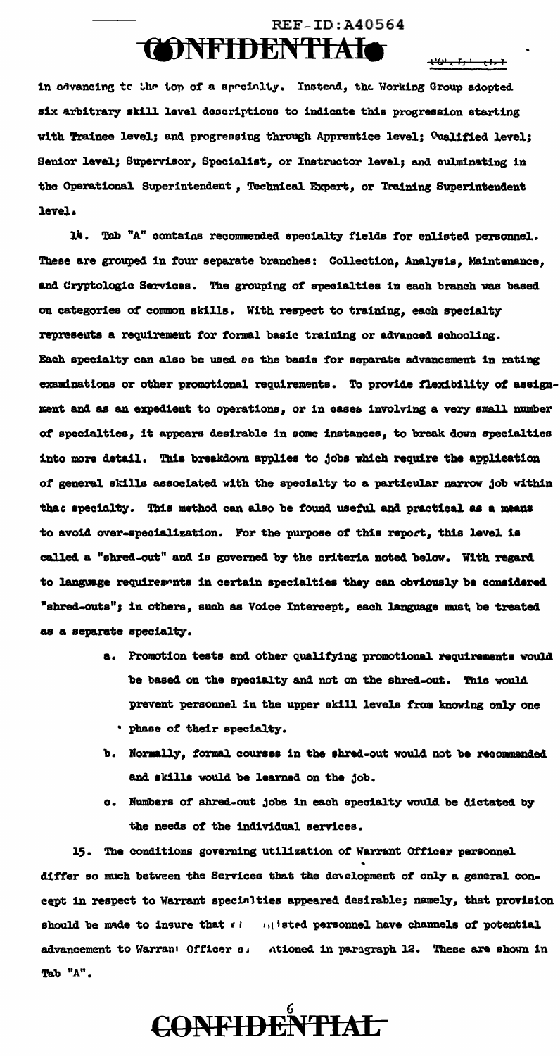in advancing to the top of a specialty. Instead, the Working Group adopted six arbitrary skill level descriptions to indicate this progression starting with Trainee level; and progressing through Apprentice level; Qualified level; Senior level; Supervisor, Specialist, or Instructor level; and culminating in the Operational Superintendent, Technical Expert, or Training Superintendent level.

14. Tab "A" contains recommended specialty fields for enlisted personnel. These are grouped in four separate branches: Collection, Analysis, Maintenance, and Cryptologic Services. The grouping of specialties in each branch was based on categories of common skills. With respect to training, each specialty represents a requirement for formal basic training or advanced schooling. Each specialty can also be used as the basis for separate advancement in rating examinations or other promotional requirements. To provide flexibility of assignment and as an expedient to operations, or in cases involving a very small number of specialties, it appears desirable in some instances, to break down specialties into more detail. This breakdown applies to jobs which require the application of general skills associated with the specialty to a particular narrow job within that specialty. This method can also be found useful and practical as a means to avoid over-specialization. For the purpose of this report, this level is called a "shred-out" and is governed by the criteria noted below. With regard to language requirements in certain specialties they can obviously be considered "shred-outs"; in others, such as Voice Intercept, each language must be treated as a separate specialty.

a. Promotion tests and other qualifying promotional requirements would be based on the specialty and not on the shred-out. This would prevent personnel in the upper skill levels from knowing only one phase of their specialty.

b. Normally, formal courses in the shred-out would not be recommended and skills would be learned on the job.

c. Numbers of shred-out jobs in each specialty would be dictated by the needs of the individual services.

15. The conditions governing utilization of Warrant Officer personnel differ so much between the Services that the development of only a general concept in respect to Warrant specialties appeared desirable; namely, that provision should be made to insure that enlisted personnel have channels of potential advancement to Warrant Officer as mentioned in paragraph 12. These are shown in Tab "A".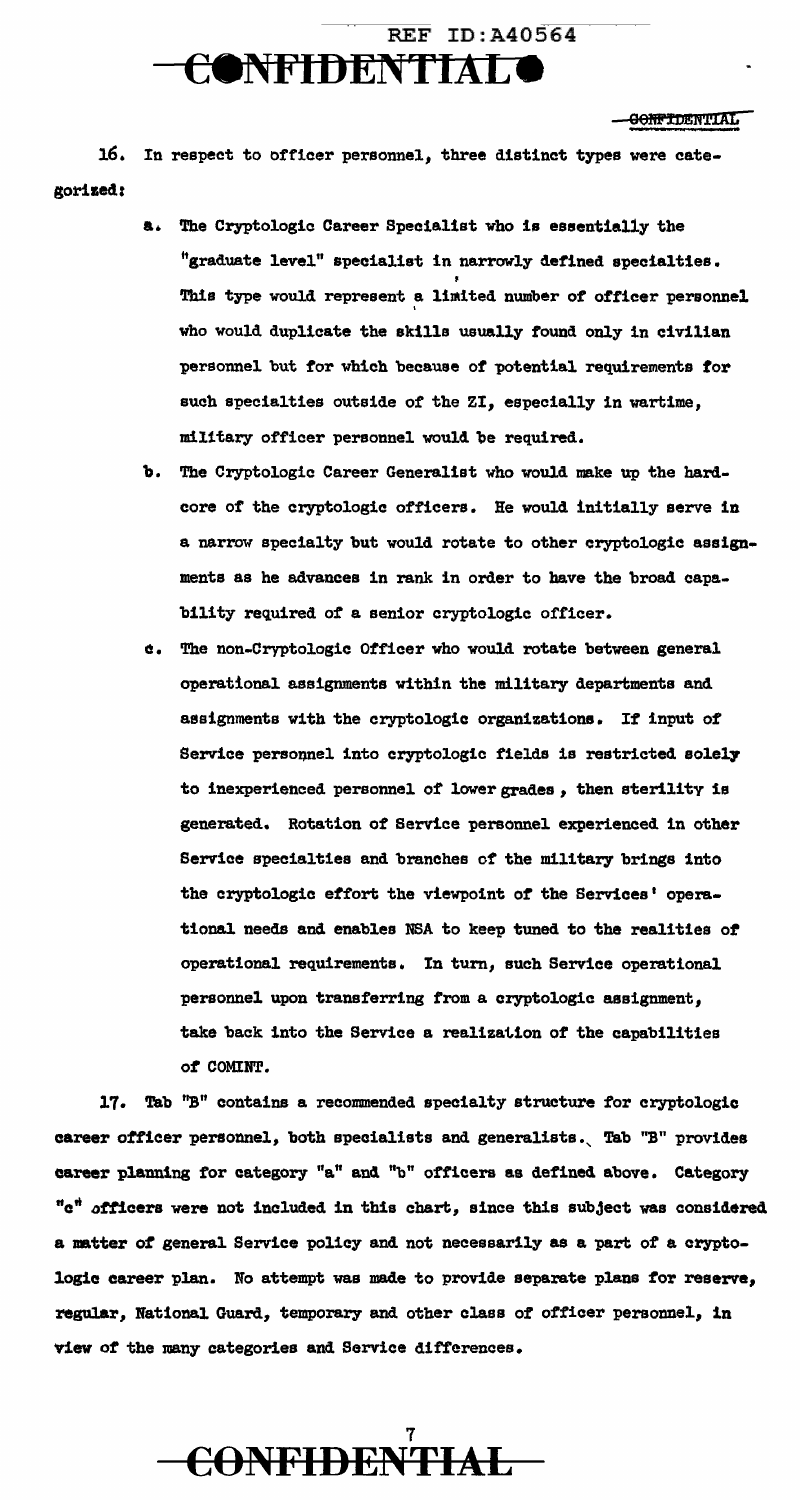16. In respect to officer personnel, three distinct types were categorized:

a. The Cryptologic Career Specialist who is essentially the "graduate level" specialist in narrowly defined specialties. This type would represent a limited number of officer personnel who would duplicate the skills usually found only in civilian personnel but for which because of potential requirements for such specialties outside of the ZI, especially in wartime, military officer personnel would be required.

b. The Cryptologic Career Generalist who would make up the hard-core of the cryptologic officers. He would initially serve in a narrow specialty but would rotate to other cryptologic assignments as he advances in rank in order to have the broad capability required of a senior cryptologic officer.

c. The non-Cryptologic Officer who would rotate between general operational assignments within the military departments and assignments with the cryptologic organizations. If input of Service personnel into cryptologic fields is restricted solely to inexperienced personnel of lower grades, then sterility is generated. Rotation of Service personnel experienced in other Service specialties and branches of the military brings into the cryptologic effort the viewpoint of the Services' operational needs and enables NSA to keep tuned to the realities of operational requirements. In turn, such Service operational personnel upon transferring from a cryptologic assignment, take back into the Service a realization of the capabilities of COMINT.

17. Tab "B" contains a recommended specialty structure for cryptologic career officer personnel, both specialists and generalists. Tab "B" provides career planning for category "a" and "b" officers as defined above. Category "c" officers were not included in this chart, since this subject was considered a matter of general Service policy and not necessarily as a part of a cryptologic career plan. No attempt was made to provide separate plans for reserve, regular, National Guard, temporary and other class of officer personnel, in view of the many categories and Service differences.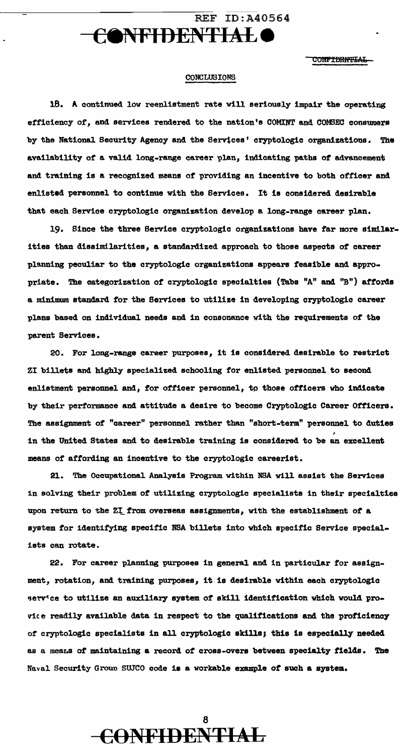## CONCLUSIONS

18. A continued low reenlistment rate will seriously impair the operating efficiency of, and services rendered to the nation's COMINT and COMSEC consumers by the National Security Agency and the Services' cryptologic organizations. The availability of a valid long-range career plan, indicating paths of advancement and training is a recognized means of providing an incentive to both officer and enlisted personnel to continue with the Services. It is considered desirable that each Service cryptologic organization develop a long-range career plan.

19. Since the three Service cryptologic organizations have far more similarities than dissimilarities, a standardized approach to those aspects of career planning peculiar to the cryptologic organizations appears feasible and appropriate. The categorization of cryptologic specialties (Tabs "A" and "B") affords a minimum standard for the Services to utilize in developing cryptologic career plans based on individual needs and in consonance with the requirements of the parent Services.

20. For long-range career purposes, it is considered desirable to restrict ZI billets and highly specialized schooling for enlisted personnel to second enlistment personnel and, for officer personnel, to those officers who indicate by their performance and attitude a desire to become Cryptologic Career Officers. The assignment of "career" personnel rather than "short-term" personnel to duties in the United States and to desirable training is considered to be an excellent means of affording an incentive to the cryptologic careerist.

21. The Occupational Analysis Program within NSA will assist the Services in solving their problem of utilizing cryptologic specialists in their specialties upon return to the ZI from overseas assignments, with the establishment of a system for identifying specific NSA billets into which specific Service specialists can rotate.

22. For career planning purposes in general and in particular for assignment, rotation, and training purposes, it is desirable within each cryptologic service to utilize an auxiliary system of skill identification which would provide readily available data in respect to the qualifications and the proficiency of cryptologic specialists in all cryptologic skills; this is especially needed as a means of maintaining a record of cross-overs between specialty fields. The Naval Security Group SUJCO code is a workable example of such a system.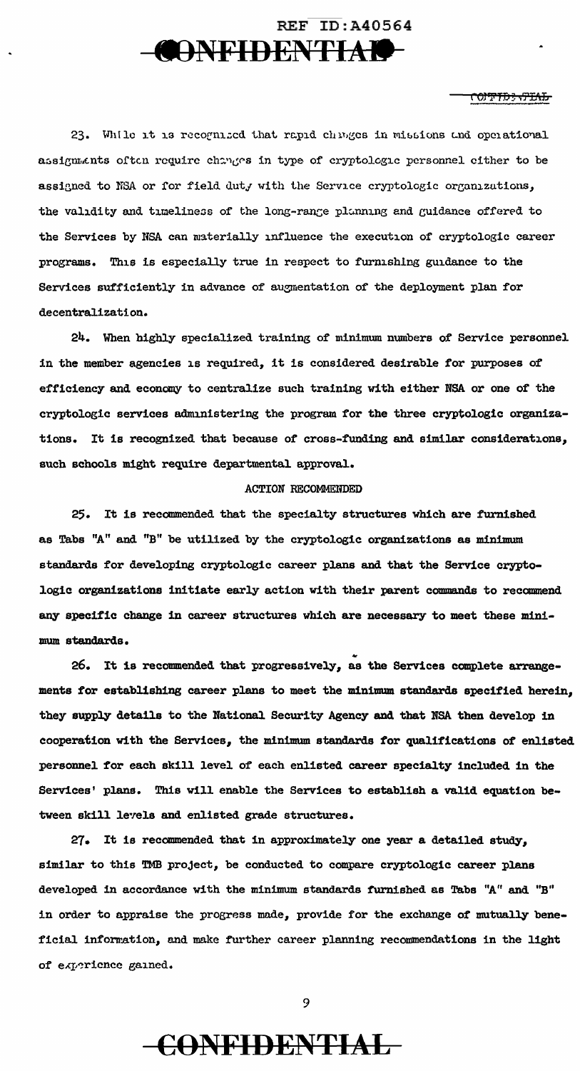23. While it is recognized that rapid changes in missions and operational assignments often require changes in type of cryptologic personnel either to be assigned to NSA or for field duty with the Service cryptologic organizations, the validity and timeliness of the long-range planning and guidance offered to the Services by NSA can materially influence the execution of cryptologic career programs. This is especially true in respect to furnishing guidance to the Services sufficiently in advance of augmentation of the deployment plan for decentralization.

24. When highly specialized training of minimum numbers of Service personnel in the member agencies is required, it is considered desirable for purposes of efficiency and economy to centralize such training with either NSA or one of the cryptologic services administering the program for the three cryptologic organizations. It is recognized that because of cross-funding and similar considerations, such schools might require departmental approval.

## ACTION RECOMMENDED

25. It is recommended that the specialty structures which are furnished as Tabs "A" and "B" be utilized by the cryptologic organizations as minimum standards for developing cryptologic career plans and that the Service cryptologic organizations initiate early action with their parent commands to recommend any specific change in career structures which are necessary to meet these minimum standards.

26. It is recommended that progressively, as the Services complete arrangements for establishing career plans to meet the minimum standards specified herein, they supply details to the National Security Agency and that NSA then develop in cooperation with the Services, the minimum standards for qualifications of enlisted personnel for each skill level of each enlisted career specialty included in the Services' plans. This will enable the Services to establish a valid equation between skill levels and enlisted grade structures.

27. It is recommended that in approximately one year a detailed study, similar to this TMB project, be conducted to compare cryptologic career plans developed in accordance with the minimum standards furnished as Tabs "A" and "B" in order to appraise the progress made, provide for the exchange of mutually beneficial information, and make further career planning recommendations in the light of experience gained.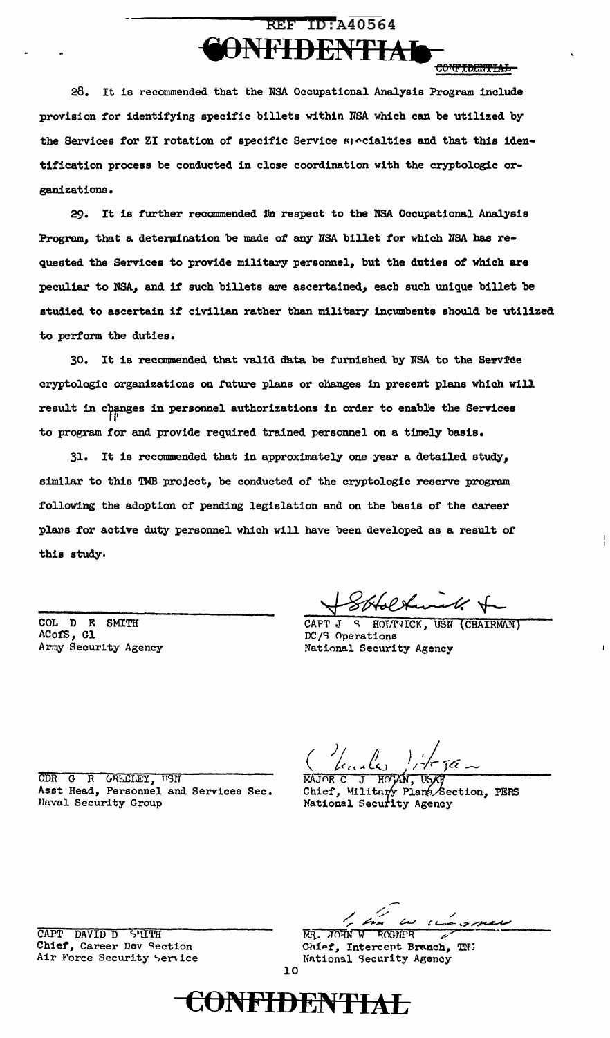28. It is recommended that the NSA Occupational Analysis Program include provision for identifying specific billets within NSA which can be utilized by the Services for ZI rotation of specific Service specialties and that this identification process be conducted in close coordination with the cryptologic organizations.

29. It is further recommended in respect to the NSA Occupational Analysis Program, that a determination be made of any NSA billet for which NSA has requested the Services to provide military personnel, but the duties of which are peculiar to NSA, and if such billets are ascertained, each such unique billet be studied to ascertain if civilian rather than military incumbents should be utilized to perform the duties.

30. It is recommended that valid data be furnished by NSA to the Service cryptologic organizations on future plans or changes in present plans which will result in changes in personnel authorizations in order to enable the Services to program for and provide required trained personnel on a timely basis.

31. It is recommended that in approximately one year a detailed study, similar to this TMB project, be conducted of the cryptologic reserve program following the adoption of pending legislation and on the basis of the career plans for active duty personnel which will have been developed as a result of this study.

COL D E SMITH
ACofS, G1
Army Security Agency

CAPT J S HOLTWICK, USN (CHAIRMAN)
DC/S Operations
National Security Agency

CDR G R GREELEY, USN
Asst Head, Personnel and Services Sec.
Naval Security Group

MAJOR C J HOGAN, USAF
Chief, Military Plans Section, PERS
National Security Agency

CAPT DAVID D SMITH
Chief, Career Dev Section
Air Force Security Service

MR. JOHN W ROGNER
Chief, Intercept Branch, TNG
National Security Agency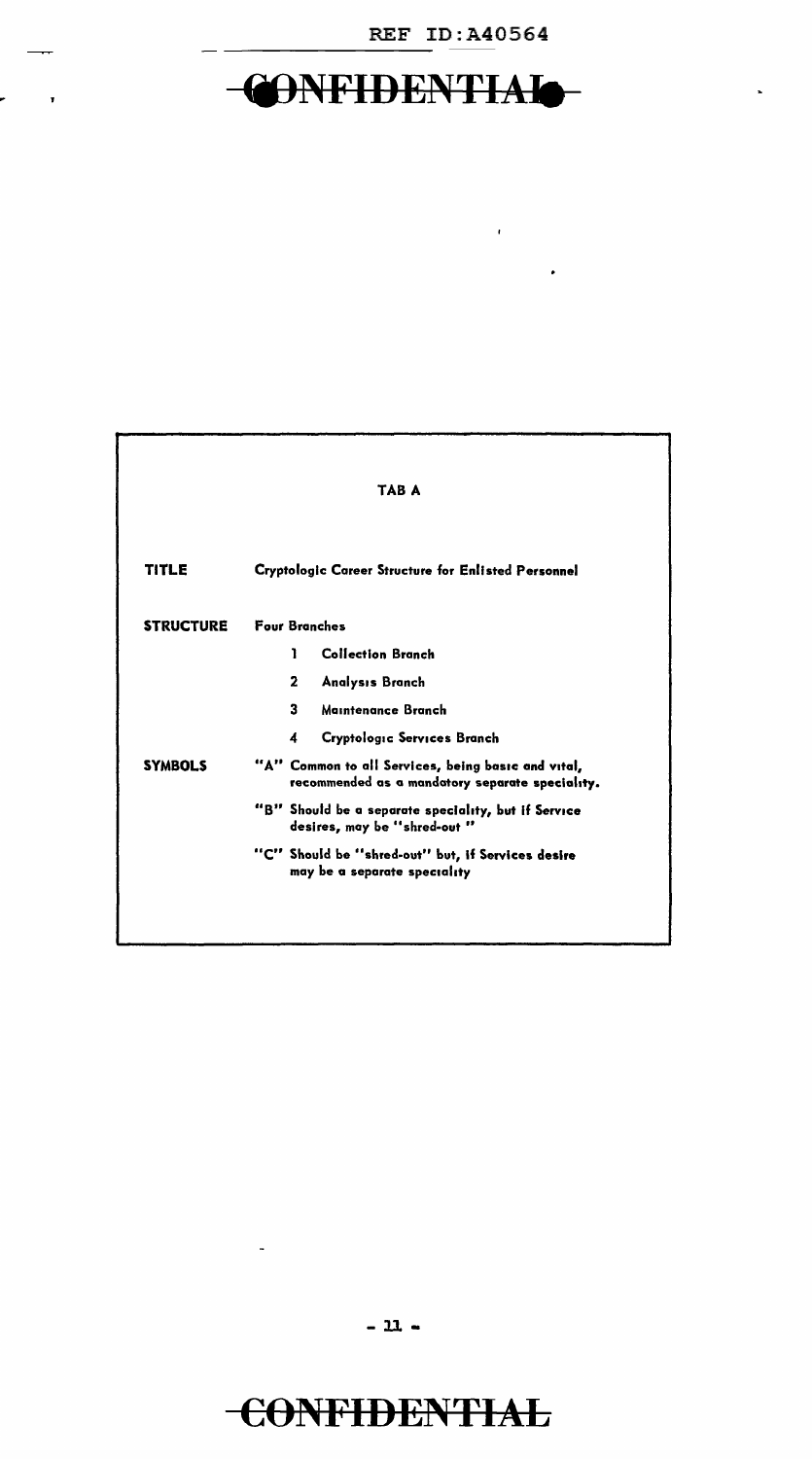CONFIDENTIAL

## TAB A

**TITLE** Cryptologic Career Structure for Enlisted Personnel

**STRUCTURE** Four Branches

1. Collection Branch
2. Analysis Branch
3. Maintenance Branch
4. Cryptologic Services Branch

**SYMBOLS**

"A" Common to all Services, being basic and vital, recommended as a mandatory separate specialty.

"B" Should be a separate specialty, but if Service desires, may be "shred-out"

"C" Should be "shred-out" but, if Services desire may be a separate specialty

CONFIDENTIAL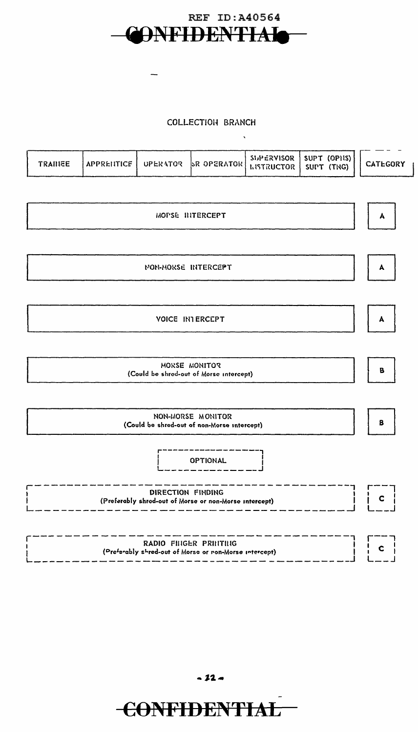REF ID:A40564

~~CONFIDENTIAL~~

## COLLECTION BRANCH

| TRAINEE | APPRENTICE | OPERATOR | SR OPERATOR | SUPERVISOR INSTRUCTOR | SUPT (OPNS) SUPT (TNG) | CATEGORY |
|---|---|---|---|---|---|---|
| MORSE INTERCEPT | | | | | | A |
| NON-MORSE INTERCEPT | | | | | | A |
| VOICE INTERCEPT | | | | | | A |
| MORSE MONITOR (Could be shred-out of Morse intercept) | | | | | | B |
| NON-MORSE MONITOR (Could be shred-out of non-Morse intercept) | | | | | | B |
| OPTIONAL | | | | | | |
| DIRECTION FINDING (Preferably shred-out of Morse or non-Morse intercept) | | | | | | C |
| RADIO FINGER PRINTING (Preferably shred-out of Morse or non-Morse intercept) | | | | | | C |

~~CONFIDENTIAL~~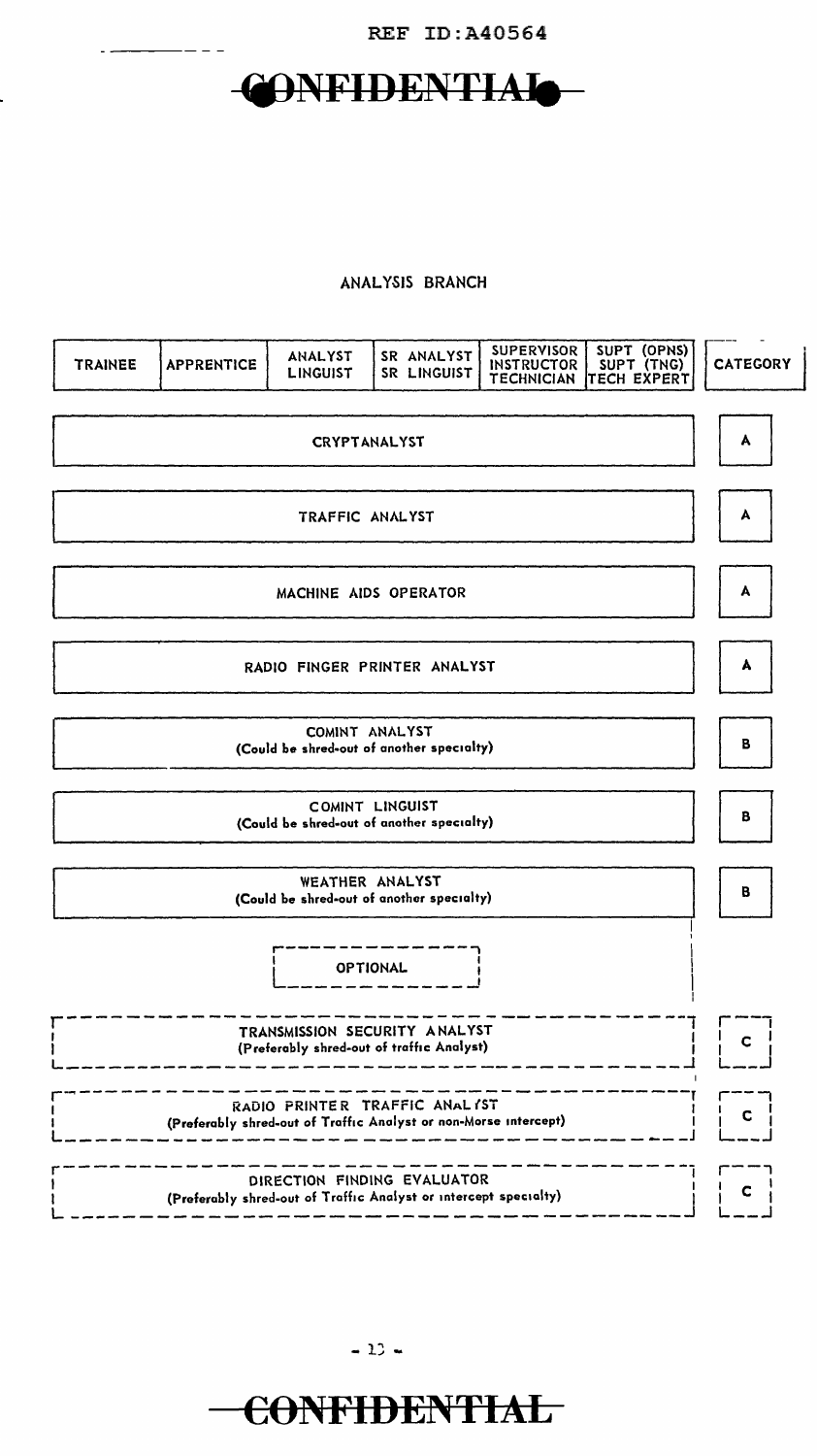REF ID:A40564

CONFIDENTIAL

## ANALYSIS BRANCH

| TRAINEE | APPRENTICE | ANALYST LINGUIST | SR ANALYST SR LINGUIST | SUPERVISOR INSTRUCTOR TECHNICIAN | SUPT (OPNS) SUPT (TNG) TECH EXPERT | CATEGORY |
|---|---|---|---|---|---|---|
| CRYPTANALYST | | | | | | A |
| TRAFFIC ANALYST | | | | | | A |
| MACHINE AIDS OPERATOR | | | | | | A |
| RADIO FINGER PRINTER ANALYST | | | | | | A |
| COMINT ANALYST (Could be shred-out of another specialty) | | | | | | B |
| COMINT LINGUIST (Could be shred-out of another specialty) | | | | | | B |
| WEATHER ANALYST (Could be shred-out of another specialty) | | | | | | B |
| OPTIONAL | | | | | | |
| TRANSMISSION SECURITY ANALYST (Preferably shred-out of traffic Analyst) | | | | | | C |
| RADIO PRINTER TRAFFIC ANALYST (Preferably shred-out of Traffic Analyst or non-Morse intercept) | | | | | | C |
| DIRECTION FINDING EVALUATOR (Preferably shred-out of Traffic Analyst or intercept specialty) | | | | | | C |

CONFIDENTIAL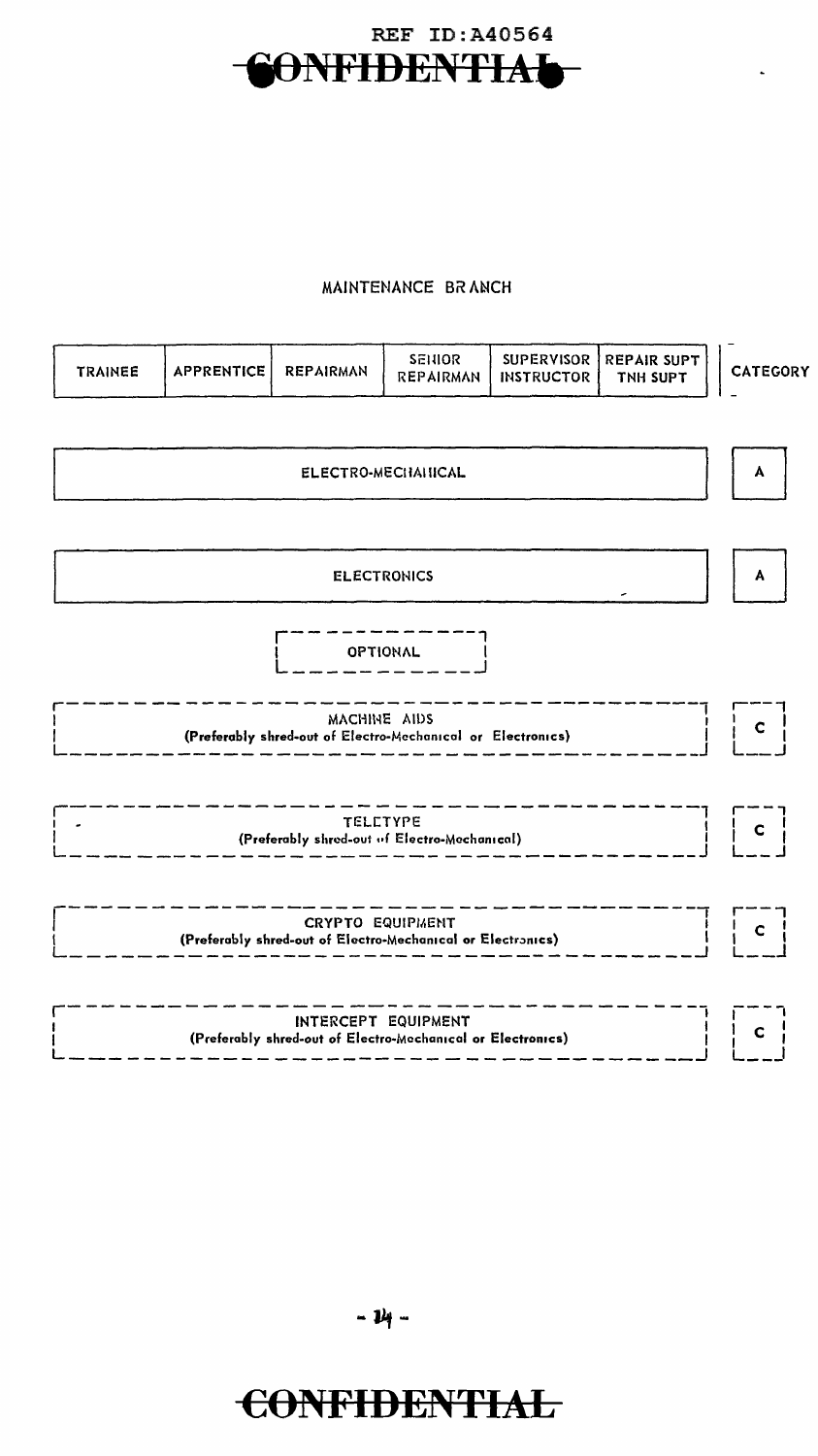MAINTENANCE BRANCH

| TRAINEE | APPRENTICE | REPAIRMAN | SENIOR REPAIRMAN | SUPERVISOR INSTRUCTOR | REPAIR SUPT TNH SUPT | CATEGORY |
|---|---|---|---|---|---|---|
| ELECTRO-MECHANICAL | | | | | | A |
| ELECTRONICS | | | | | | A |
| OPTIONAL | | | | | | |
| MACHINE AIDS (Preferably shred-out of Electro-Mechanical or Electronics) | | | | | | C |
| TELETYPE (Preferably shred-out of Electro-Mechanical) | | | | | | C |
| CRYPTO EQUIPMENT (Preferably shred-out of Electro-Mechanical or Electronics) | | | | | | C |
| INTERCEPT EQUIPMENT (Preferably shred-out of Electro-Mechanical or Electronics) | | | | | | C |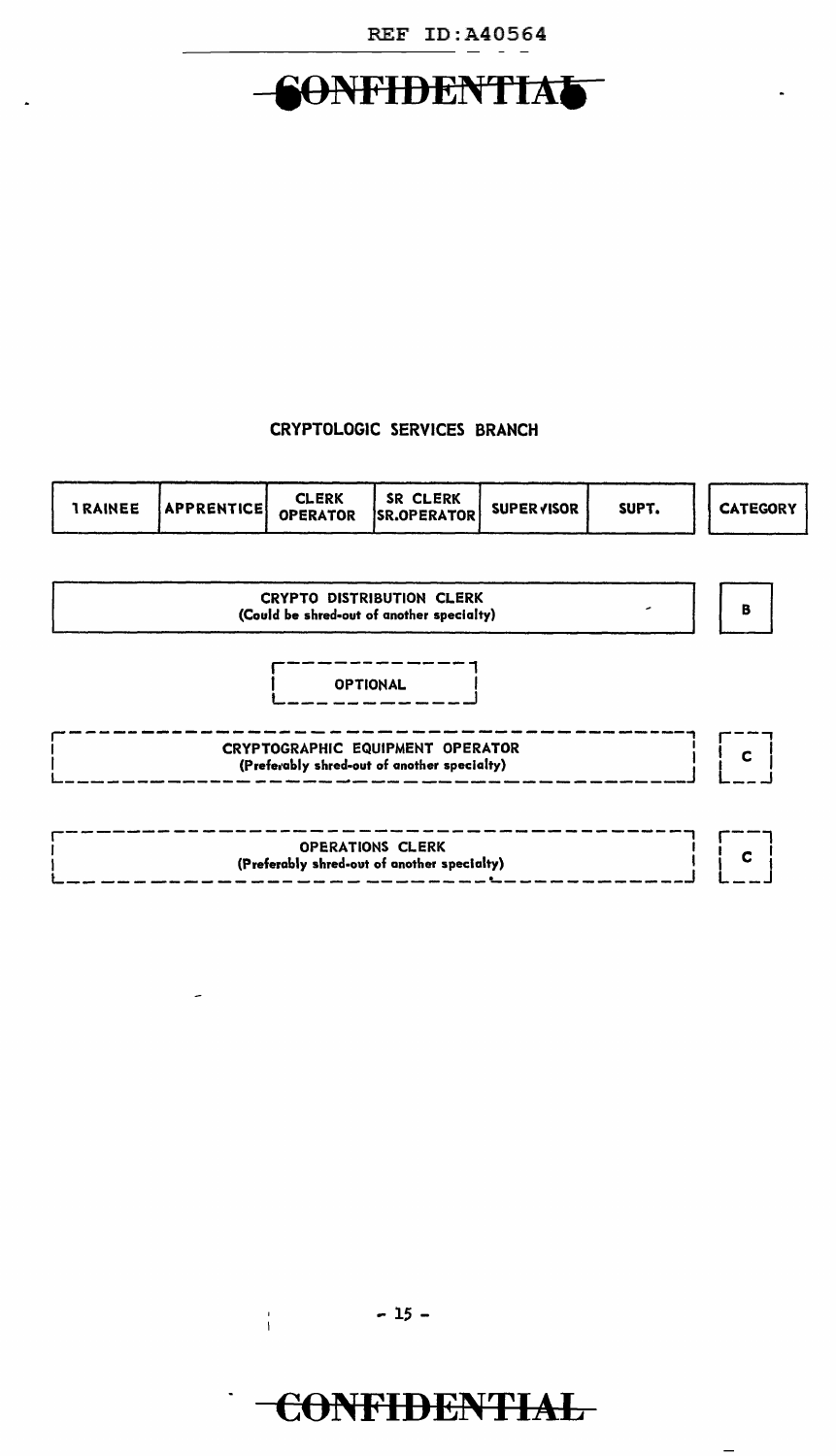CONFIDENTIAL

## CRYPTOLOGIC SERVICES BRANCH

| TRAINEE | APPRENTICE | CLERK OPERATOR | SR CLERK SR.OPERATOR | SUPERVISOR | SUPT. | CATEGORY |
|---|---|---|---|---|---|---|
| CRYPTO DISTRIBUTION CLERK (Could be shred-out of another specialty) | | | | | | B |
| OPTIONAL | | | | | | |
| CRYPTOGRAPHIC EQUIPMENT OPERATOR (Preferably shred-out of another specialty) | | | | | | C |
| OPERATIONS CLERK (Preferably shred-out of another specialty) | | | | | | C |

CONFIDENTIAL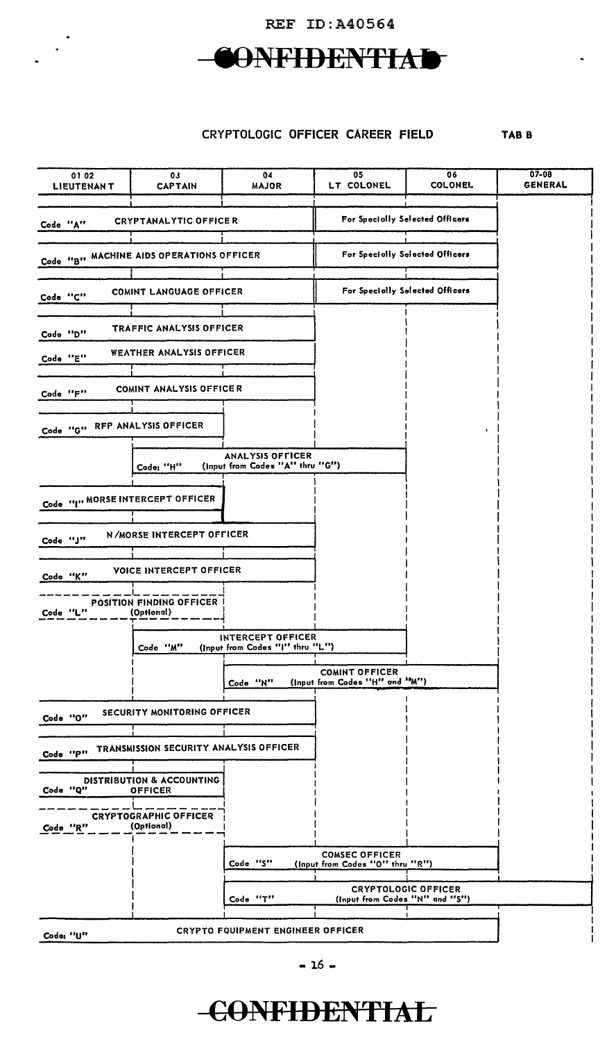# CRYPTOLOGIC OFFICER CAREER FIELD

**TAB B**

01 02 LIEUTENANT

03 CAPTAIN

04 MAJOR

05 LT COLONEL

06 COLONEL

07-08 GENERAL

Code "A" CRYPTANALYTIC OFFICER

For Specially Selected Officers

Code "B" MACHINE AIDS OPERATIONS OFFICER

For Specially Selected Officers

Code "C" COMINT LANGUAGE OFFICER

For Specially Selected Officers

Code "D" TRAFFIC ANALYSIS OFFICER

Code "E" WEATHER ANALYSIS OFFICER

Code "F" COMINT ANALYSIS OFFICER

Code "G" RFP ANALYSIS OFFICER

Code: "H" ANALYSIS OFFICER (Input from Codes "A" thru "G")

Code "I" MORSE INTERCEPT OFFICER

Code "J" N/MORSE INTERCEPT OFFICER

Code "K" VOICE INTERCEPT OFFICER

Code "L" POSITION FINDING OFFICER (Optional)

Code "M" INTERCEPT OFFICER (Input from Codes "I" thru "L")

Code "N" COMINT OFFICER (Input from Codes "H" and "M")

Code "O" SECURITY MONITORING OFFICER

Code "P" TRANSMISSION SECURITY ANALYSIS OFFICER

Code "Q" DISTRIBUTION & ACCOUNTING OFFICER

Code "R" CRYPTOGRAPHIC OFFICER (Optional)

Code "S" COMSEC OFFICER (Input from Codes "O" thru "R")

Code "T" CRYPTOLOGIC OFFICER (Input from Codes "N" and "S")

Code: "U" CRYPTO EQUIPMENT ENGINEER OFFICER